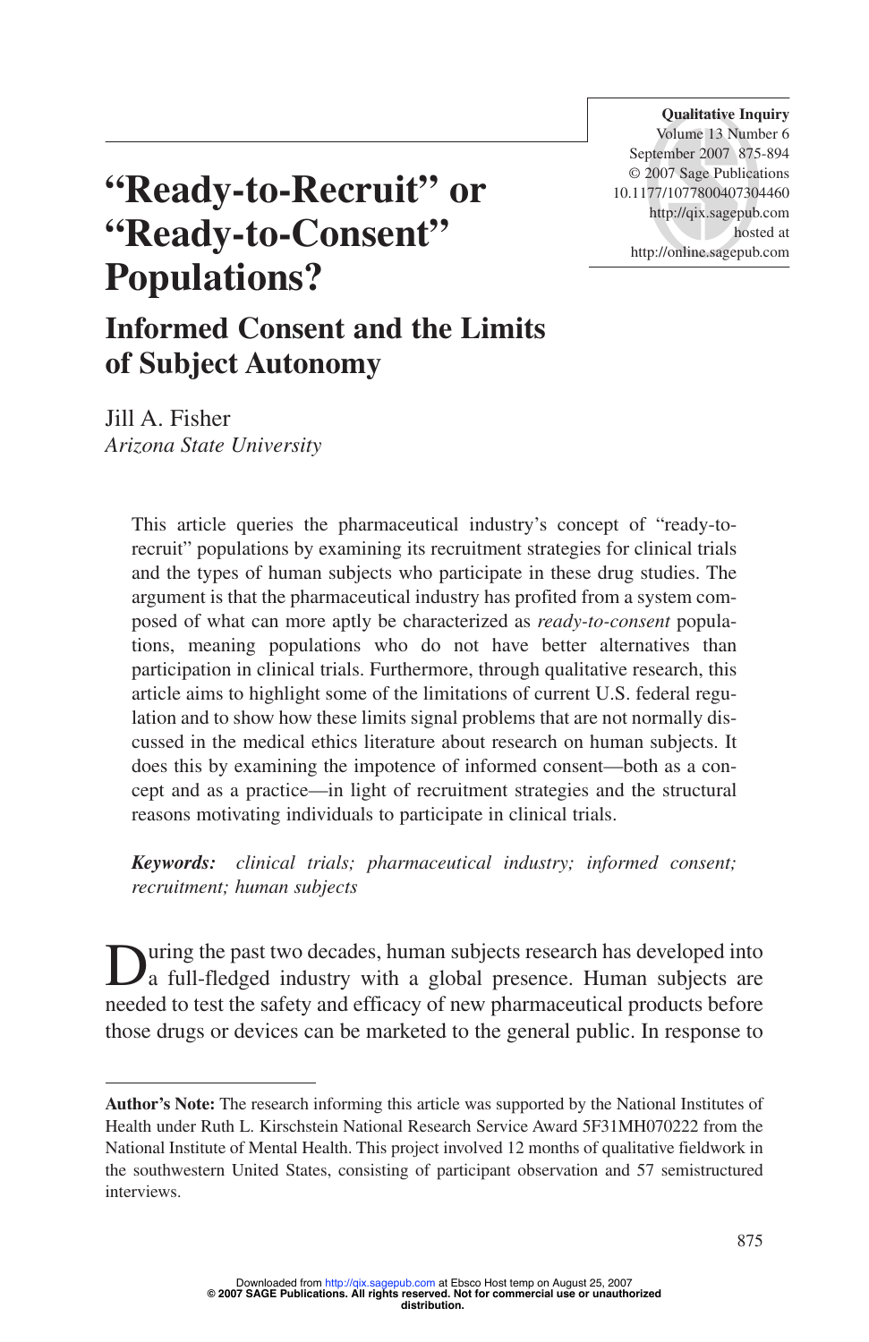# "Ready-to-Recruit" or "Ready-to-Consent" Populations?

## Informed Consent and the Limits of Subject Autonomy

Jill A. Fisher
*Arizona State University*

This article queries the pharmaceutical industry's concept of "ready-to-recruit" populations by examining its recruitment strategies for clinical trials and the types of human subjects who participate in these drug studies. The argument is that the pharmaceutical industry has profited from a system composed of what can more aptly be characterized as *ready-to-consent* populations, meaning populations who do not have better alternatives than participation in clinical trials. Furthermore, through qualitative research, this article aims to highlight some of the limitations of current U.S. federal regulation and to show how these limits signal problems that are not normally discussed in the medical ethics literature about research on human subjects. It does this by examining the impotence of informed consent—both as a concept and as a practice—in light of recruitment strategies and the structural reasons motivating individuals to participate in clinical trials.

***Keywords:*** *clinical trials; pharmaceutical industry; informed consent; recruitment; human subjects*

During the past two decades, human subjects research has developed into a full-fledged industry with a global presence. Human subjects are needed to test the safety and efficacy of new pharmaceutical products before those drugs or devices can be marketed to the general public. In response to

---

**Author's Note:** The research informing this article was supported by the National Institutes of Health under Ruth L. Kirschstein National Research Service Award 5F31MH070222 from the National Institute of Mental Health. This project involved 12 months of qualitative fieldwork in the southwestern United States, consisting of participant observation and 57 semistructured interviews.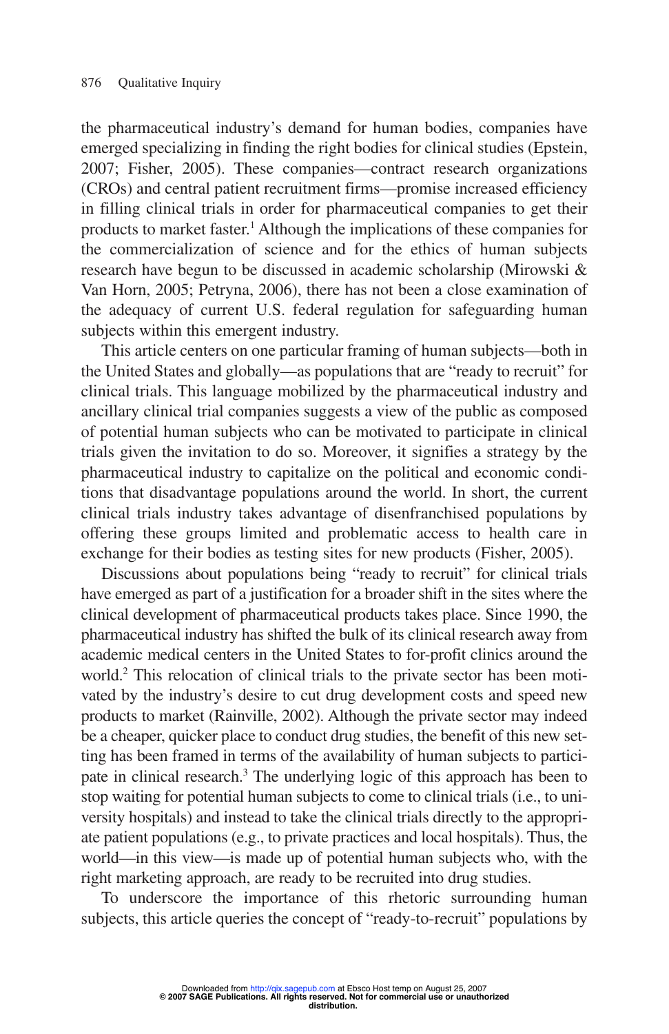the pharmaceutical industry's demand for human bodies, companies have emerged specializing in finding the right bodies for clinical studies (Epstein, 2007; Fisher, 2005). These companies—contract research organizations (CROs) and central patient recruitment firms—promise increased efficiency in filling clinical trials in order for pharmaceutical companies to get their products to market faster.[1] Although the implications of these companies for the commercialization of science and for the ethics of human subjects research have begun to be discussed in academic scholarship (Mirowski & Van Horn, 2005; Petryna, 2006), there has not been a close examination of the adequacy of current U.S. federal regulation for safeguarding human subjects within this emergent industry.

This article centers on one particular framing of human subjects—both in the United States and globally—as populations that are "ready to recruit" for clinical trials. This language mobilized by the pharmaceutical industry and ancillary clinical trial companies suggests a view of the public as composed of potential human subjects who can be motivated to participate in clinical trials given the invitation to do so. Moreover, it signifies a strategy by the pharmaceutical industry to capitalize on the political and economic conditions that disadvantage populations around the world. In short, the current clinical trials industry takes advantage of disenfranchised populations by offering these groups limited and problematic access to health care in exchange for their bodies as testing sites for new products (Fisher, 2005).

Discussions about populations being "ready to recruit" for clinical trials have emerged as part of a justification for a broader shift in the sites where the clinical development of pharmaceutical products takes place. Since 1990, the pharmaceutical industry has shifted the bulk of its clinical research away from academic medical centers in the United States to for-profit clinics around the world.[2] This relocation of clinical trials to the private sector has been motivated by the industry's desire to cut drug development costs and speed new products to market (Rainville, 2002). Although the private sector may indeed be a cheaper, quicker place to conduct drug studies, the benefit of this new setting has been framed in terms of the availability of human subjects to participate in clinical research.[3] The underlying logic of this approach has been to stop waiting for potential human subjects to come to clinical trials (i.e., to university hospitals) and instead to take the clinical trials directly to the appropriate patient populations (e.g., to private practices and local hospitals). Thus, the world—in this view—is made up of potential human subjects who, with the right marketing approach, are ready to be recruited into drug studies.

To underscore the importance of this rhetoric surrounding human subjects, this article queries the concept of "ready-to-recruit" populations by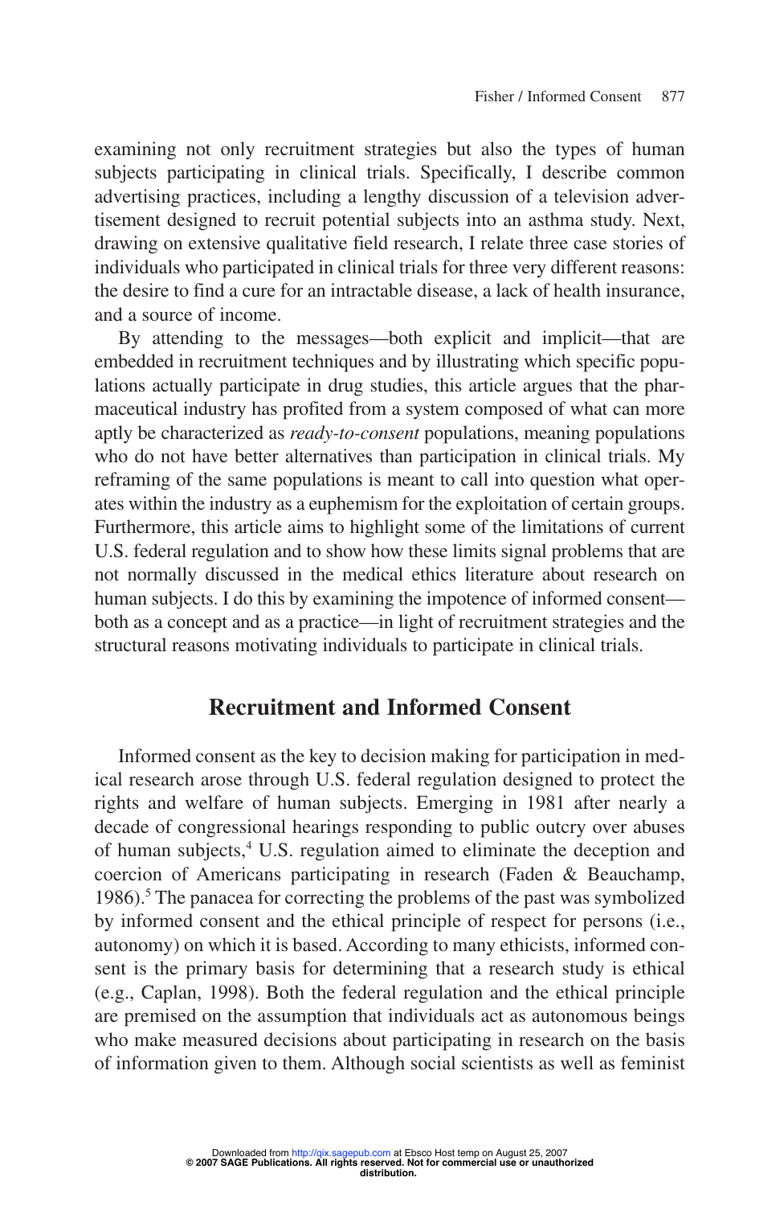examining not only recruitment strategies but also the types of human subjects participating in clinical trials. Specifically, I describe common advertising practices, including a lengthy discussion of a television advertisement designed to recruit potential subjects into an asthma study. Next, drawing on extensive qualitative field research, I relate three case stories of individuals who participated in clinical trials for three very different reasons: the desire to find a cure for an intractable disease, a lack of health insurance, and a source of income.

By attending to the messages—both explicit and implicit—that are embedded in recruitment techniques and by illustrating which specific populations actually participate in drug studies, this article argues that the pharmaceutical industry has profited from a system composed of what can more aptly be characterized as *ready-to-consent* populations, meaning populations who do not have better alternatives than participation in clinical trials. My reframing of the same populations is meant to call into question what operates within the industry as a euphemism for the exploitation of certain groups. Furthermore, this article aims to highlight some of the limitations of current U.S. federal regulation and to show how these limits signal problems that are not normally discussed in the medical ethics literature about research on human subjects. I do this by examining the impotence of informed consent—both as a concept and as a practice—in light of recruitment strategies and the structural reasons motivating individuals to participate in clinical trials.

## Recruitment and Informed Consent

Informed consent as the key to decision making for participation in medical research arose through U.S. federal regulation designed to protect the rights and welfare of human subjects. Emerging in 1981 after nearly a decade of congressional hearings responding to public outcry over abuses of human subjects,[4] U.S. regulation aimed to eliminate the deception and coercion of Americans participating in research (Faden & Beauchamp, 1986).[5] The panacea for correcting the problems of the past was symbolized by informed consent and the ethical principle of respect for persons (i.e., autonomy) on which it is based. According to many ethicists, informed consent is the primary basis for determining that a research study is ethical (e.g., Caplan, 1998). Both the federal regulation and the ethical principle are premised on the assumption that individuals act as autonomous beings who make measured decisions about participating in research on the basis of information given to them. Although social scientists as well as feminist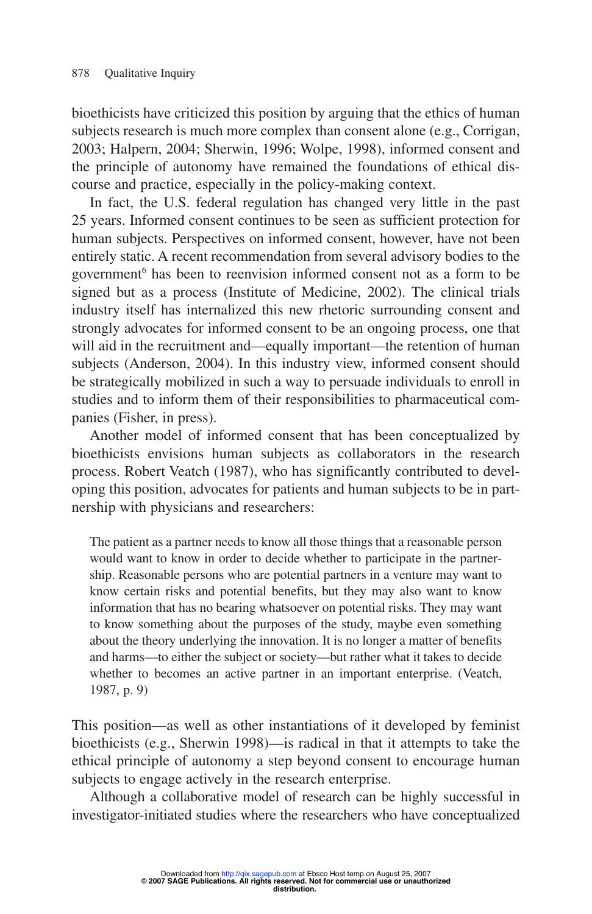bioethicists have criticized this position by arguing that the ethics of human subjects research is much more complex than consent alone (e.g., Corrigan, 2003; Halpern, 2004; Sherwin, 1996; Wolpe, 1998), informed consent and the principle of autonomy have remained the foundations of ethical discourse and practice, especially in the policy-making context.

In fact, the U.S. federal regulation has changed very little in the past 25 years. Informed consent continues to be seen as sufficient protection for human subjects. Perspectives on informed consent, however, have not been entirely static. A recent recommendation from several advisory bodies to the government[6] has been to reenvision informed consent not as a form to be signed but as a process (Institute of Medicine, 2002). The clinical trials industry itself has internalized this new rhetoric surrounding consent and strongly advocates for informed consent to be an ongoing process, one that will aid in the recruitment and—equally important—the retention of human subjects (Anderson, 2004). In this industry view, informed consent should be strategically mobilized in such a way to persuade individuals to enroll in studies and to inform them of their responsibilities to pharmaceutical companies (Fisher, in press).

Another model of informed consent that has been conceptualized by bioethicists envisions human subjects as collaborators in the research process. Robert Veatch (1987), who has significantly contributed to developing this position, advocates for patients and human subjects to be in partnership with physicians and researchers:

> The patient as a partner needs to know all those things that a reasonable person would want to know in order to decide whether to participate in the partnership. Reasonable persons who are potential partners in a venture may want to know certain risks and potential benefits, but they may also want to know information that has no bearing whatsoever on potential risks. They may want to know something about the purposes of the study, maybe even something about the theory underlying the innovation. It is no longer a matter of benefits and harms—to either the subject or society—but rather what it takes to decide whether to becomes an active partner in an important enterprise. (Veatch, 1987, p. 9)

This position—as well as other instantiations of it developed by feminist bioethicists (e.g., Sherwin 1998)—is radical in that it attempts to take the ethical principle of autonomy a step beyond consent to encourage human subjects to engage actively in the research enterprise.

Although a collaborative model of research can be highly successful in investigator-initiated studies where the researchers who have conceptualized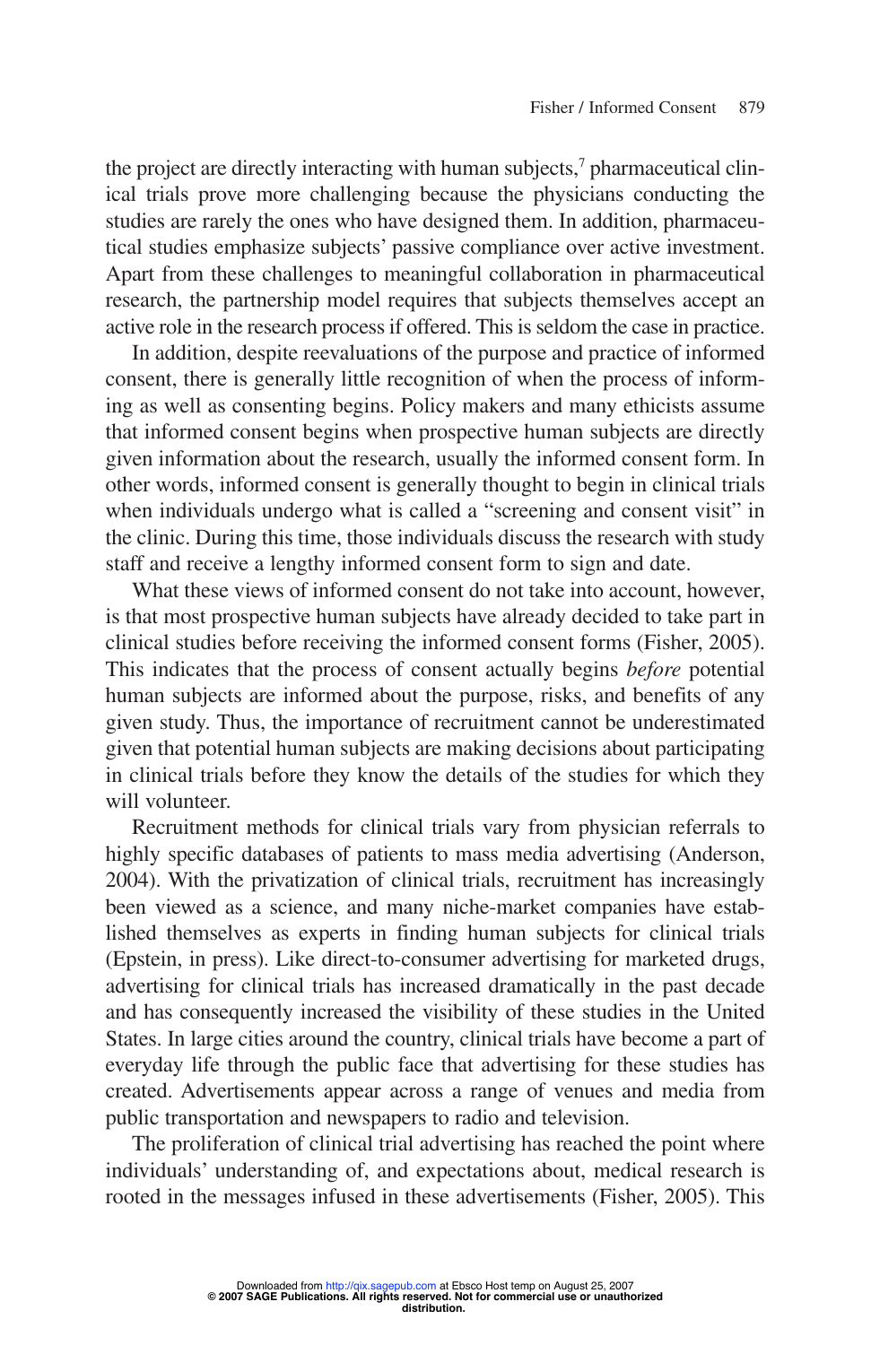the project are directly interacting with human subjects,[7] pharmaceutical clinical trials prove more challenging because the physicians conducting the studies are rarely the ones who have designed them. In addition, pharmaceutical studies emphasize subjects' passive compliance over active investment. Apart from these challenges to meaningful collaboration in pharmaceutical research, the partnership model requires that subjects themselves accept an active role in the research process if offered. This is seldom the case in practice.

In addition, despite reevaluations of the purpose and practice of informed consent, there is generally little recognition of when the process of informing as well as consenting begins. Policy makers and many ethicists assume that informed consent begins when prospective human subjects are directly given information about the research, usually the informed consent form. In other words, informed consent is generally thought to begin in clinical trials when individuals undergo what is called a "screening and consent visit" in the clinic. During this time, those individuals discuss the research with study staff and receive a lengthy informed consent form to sign and date.

What these views of informed consent do not take into account, however, is that most prospective human subjects have already decided to take part in clinical studies before receiving the informed consent forms (Fisher, 2005). This indicates that the process of consent actually begins *before* potential human subjects are informed about the purpose, risks, and benefits of any given study. Thus, the importance of recruitment cannot be underestimated given that potential human subjects are making decisions about participating in clinical trials before they know the details of the studies for which they will volunteer.

Recruitment methods for clinical trials vary from physician referrals to highly specific databases of patients to mass media advertising (Anderson, 2004). With the privatization of clinical trials, recruitment has increasingly been viewed as a science, and many niche-market companies have established themselves as experts in finding human subjects for clinical trials (Epstein, in press). Like direct-to-consumer advertising for marketed drugs, advertising for clinical trials has increased dramatically in the past decade and has consequently increased the visibility of these studies in the United States. In large cities around the country, clinical trials have become a part of everyday life through the public face that advertising for these studies has created. Advertisements appear across a range of venues and media from public transportation and newspapers to radio and television.

The proliferation of clinical trial advertising has reached the point where individuals' understanding of, and expectations about, medical research is rooted in the messages infused in these advertisements (Fisher, 2005). This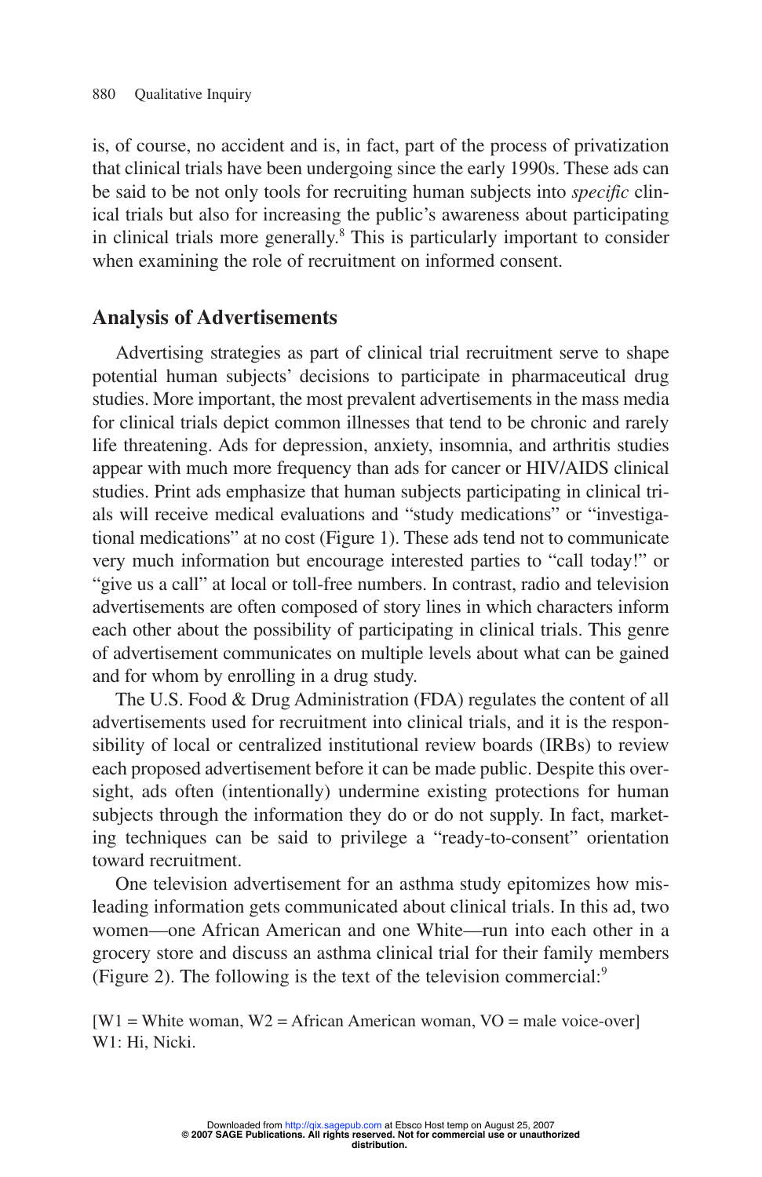is, of course, no accident and is, in fact, part of the process of privatization that clinical trials have been undergoing since the early 1990s. These ads can be said to be not only tools for recruiting human subjects into *specific* clinical trials but also for increasing the public's awareness about participating in clinical trials more generally.[8] This is particularly important to consider when examining the role of recruitment on informed consent.

## Analysis of Advertisements

Advertising strategies as part of clinical trial recruitment serve to shape potential human subjects' decisions to participate in pharmaceutical drug studies. More important, the most prevalent advertisements in the mass media for clinical trials depict common illnesses that tend to be chronic and rarely life threatening. Ads for depression, anxiety, insomnia, and arthritis studies appear with much more frequency than ads for cancer or HIV/AIDS clinical studies. Print ads emphasize that human subjects participating in clinical trials will receive medical evaluations and "study medications" or "investigational medications" at no cost (Figure 1). These ads tend not to communicate very much information but encourage interested parties to "call today!" or "give us a call" at local or toll-free numbers. In contrast, radio and television advertisements are often composed of story lines in which characters inform each other about the possibility of participating in clinical trials. This genre of advertisement communicates on multiple levels about what can be gained and for whom by enrolling in a drug study.

The U.S. Food & Drug Administration (FDA) regulates the content of all advertisements used for recruitment into clinical trials, and it is the responsibility of local or centralized institutional review boards (IRBs) to review each proposed advertisement before it can be made public. Despite this oversight, ads often (intentionally) undermine existing protections for human subjects through the information they do or do not supply. In fact, marketing techniques can be said to privilege a "ready-to-consent" orientation toward recruitment.

One television advertisement for an asthma study epitomizes how misleading information gets communicated about clinical trials. In this ad, two women—one African American and one White—run into each other in a grocery store and discuss an asthma clinical trial for their family members (Figure 2). The following is the text of the television commercial:[9]

[W1 = White woman, W2 = African American woman, VO = male voice-over]
W1: Hi, Nicki.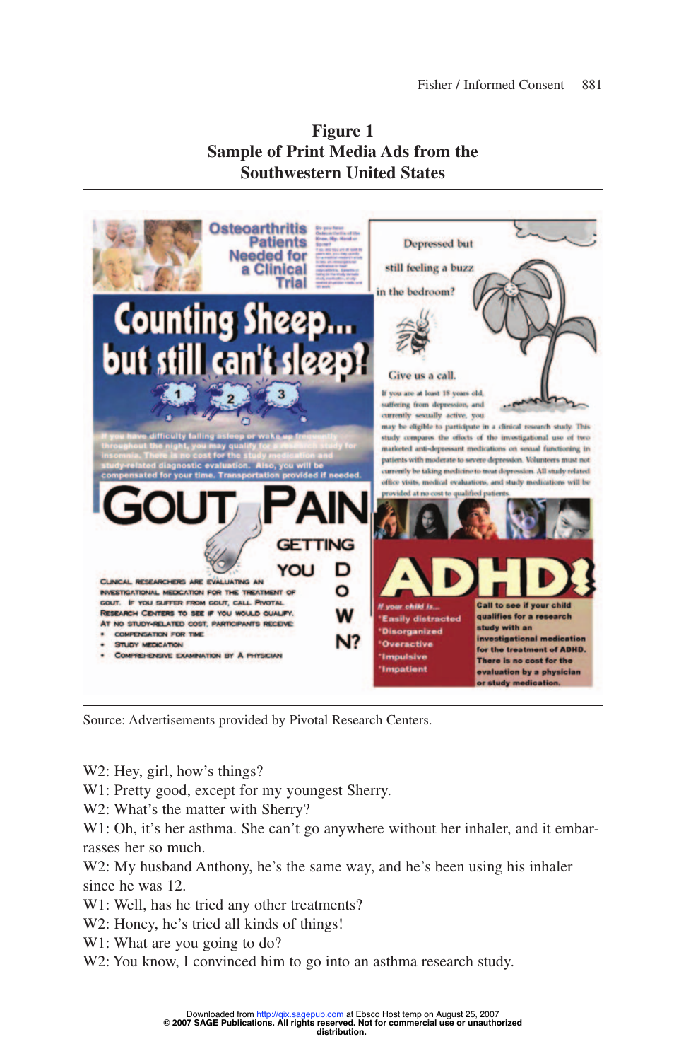**Figure 1**
**Sample of Print Media Ads from the Southwestern United States**

Source: Advertisements provided by Pivotal Research Centers.

W2: Hey, girl, how's things?
W1: Pretty good, except for my youngest Sherry.
W2: What's the matter with Sherry?
W1: Oh, it's her asthma. She can't go anywhere without her inhaler, and it embarrasses her so much.
W2: My husband Anthony, he's the same way, and he's been using his inhaler since he was 12.
W1: Well, has he tried any other treatments?
W2: Honey, he's tried all kinds of things!
W1: What are you going to do?
W2: You know, I convinced him to go into an asthma research study.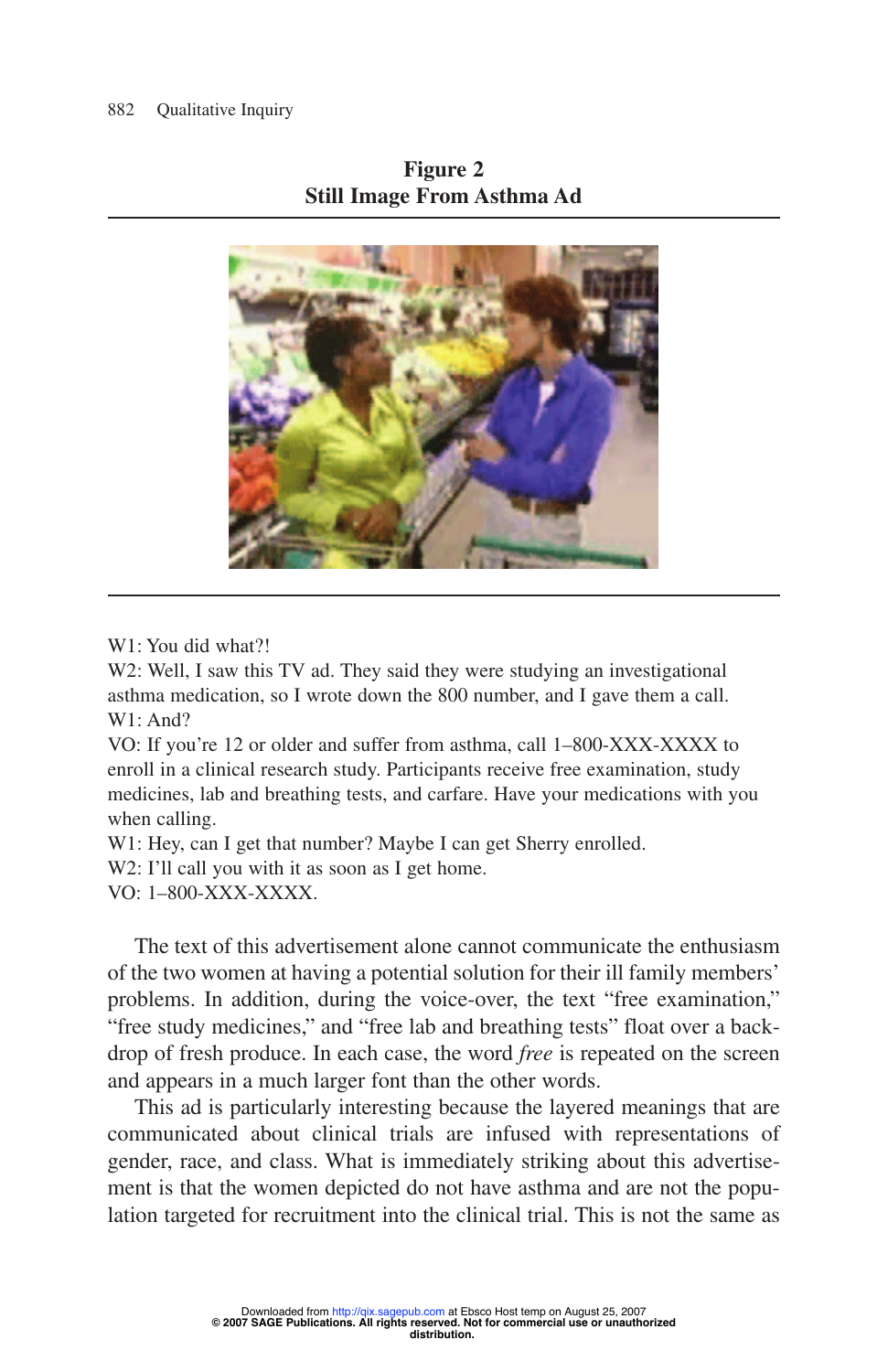**Figure 2**
**Still Image From Asthma Ad**

W1: You did what?!
W2: Well, I saw this TV ad. They said they were studying an investigational asthma medication, so I wrote down the 800 number, and I gave them a call.
W1: And?
VO: If you're 12 or older and suffer from asthma, call 1–800-XXX-XXXX to enroll in a clinical research study. Participants receive free examination, study medicines, lab and breathing tests, and carfare. Have your medications with you when calling.
W1: Hey, can I get that number? Maybe I can get Sherry enrolled.
W2: I'll call you with it as soon as I get home.
VO: 1–800-XXX-XXXX.

The text of this advertisement alone cannot communicate the enthusiasm of the two women at having a potential solution for their ill family members' problems. In addition, during the voice-over, the text "free examination," "free study medicines," and "free lab and breathing tests" float over a backdrop of fresh produce. In each case, the word *free* is repeated on the screen and appears in a much larger font than the other words.

This ad is particularly interesting because the layered meanings that are communicated about clinical trials are infused with representations of gender, race, and class. What is immediately striking about this advertisement is that the women depicted do not have asthma and are not the population targeted for recruitment into the clinical trial. This is not the same as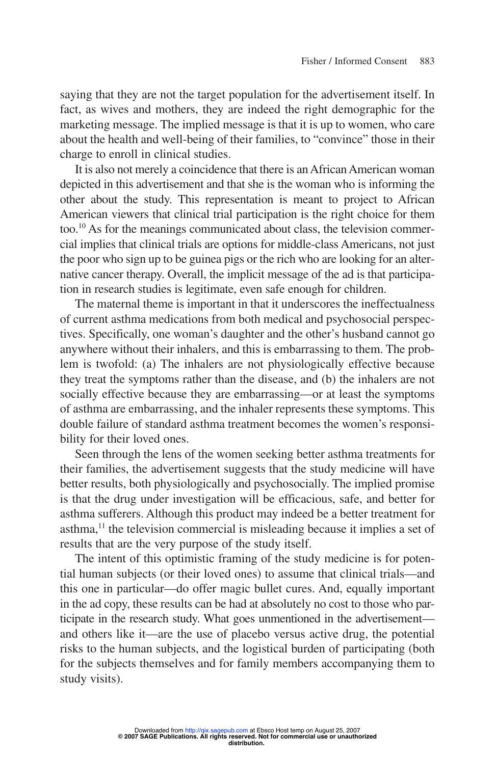saying that they are not the target population for the advertisement itself. In fact, as wives and mothers, they are indeed the right demographic for the marketing message. The implied message is that it is up to women, who care about the health and well-being of their families, to "convince" those in their charge to enroll in clinical studies.

It is also not merely a coincidence that there is an African American woman depicted in this advertisement and that she is the woman who is informing the other about the study. This representation is meant to project to African American viewers that clinical trial participation is the right choice for them too.[10] As for the meanings communicated about class, the television commercial implies that clinical trials are options for middle-class Americans, not just the poor who sign up to be guinea pigs or the rich who are looking for an alternative cancer therapy. Overall, the implicit message of the ad is that participation in research studies is legitimate, even safe enough for children.

The maternal theme is important in that it underscores the ineffectualness of current asthma medications from both medical and psychosocial perspectives. Specifically, one woman's daughter and the other's husband cannot go anywhere without their inhalers, and this is embarrassing to them. The problem is twofold: (a) The inhalers are not physiologically effective because they treat the symptoms rather than the disease, and (b) the inhalers are not socially effective because they are embarrassing—or at least the symptoms of asthma are embarrassing, and the inhaler represents these symptoms. This double failure of standard asthma treatment becomes the women's responsibility for their loved ones.

Seen through the lens of the women seeking better asthma treatments for their families, the advertisement suggests that the study medicine will have better results, both physiologically and psychosocially. The implied promise is that the drug under investigation will be efficacious, safe, and better for asthma sufferers. Although this product may indeed be a better treatment for asthma,[11] the television commercial is misleading because it implies a set of results that are the very purpose of the study itself.

The intent of this optimistic framing of the study medicine is for potential human subjects (or their loved ones) to assume that clinical trials—and this one in particular—do offer magic bullet cures. And, equally important in the ad copy, these results can be had at absolutely no cost to those who participate in the research study. What goes unmentioned in the advertisement—and others like it—are the use of placebo versus active drug, the potential risks to the human subjects, and the logistical burden of participating (both for the subjects themselves and for family members accompanying them to study visits).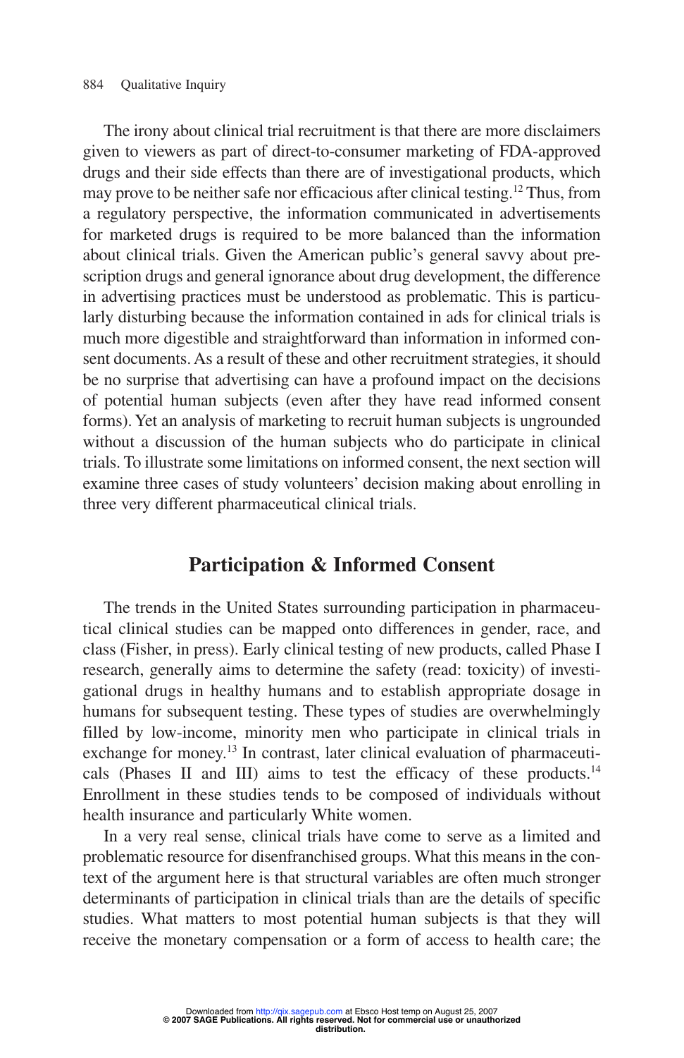The irony about clinical trial recruitment is that there are more disclaimers given to viewers as part of direct-to-consumer marketing of FDA-approved drugs and their side effects than there are of investigational products, which may prove to be neither safe nor efficacious after clinical testing.[12] Thus, from a regulatory perspective, the information communicated in advertisements for marketed drugs is required to be more balanced than the information about clinical trials. Given the American public's general savvy about prescription drugs and general ignorance about drug development, the difference in advertising practices must be understood as problematic. This is particularly disturbing because the information contained in ads for clinical trials is much more digestible and straightforward than information in informed consent documents. As a result of these and other recruitment strategies, it should be no surprise that advertising can have a profound impact on the decisions of potential human subjects (even after they have read informed consent forms). Yet an analysis of marketing to recruit human subjects is ungrounded without a discussion of the human subjects who do participate in clinical trials. To illustrate some limitations on informed consent, the next section will examine three cases of study volunteers' decision making about enrolling in three very different pharmaceutical clinical trials.

## Participation & Informed Consent

The trends in the United States surrounding participation in pharmaceutical clinical studies can be mapped onto differences in gender, race, and class (Fisher, in press). Early clinical testing of new products, called Phase I research, generally aims to determine the safety (read: toxicity) of investigational drugs in healthy humans and to establish appropriate dosage in humans for subsequent testing. These types of studies are overwhelmingly filled by low-income, minority men who participate in clinical trials in exchange for money.[13] In contrast, later clinical evaluation of pharmaceuticals (Phases II and III) aims to test the efficacy of these products.[14] Enrollment in these studies tends to be composed of individuals without health insurance and particularly White women.

In a very real sense, clinical trials have come to serve as a limited and problematic resource for disenfranchised groups. What this means in the context of the argument here is that structural variables are often much stronger determinants of participation in clinical trials than are the details of specific studies. What matters to most potential human subjects is that they will receive the monetary compensation or a form of access to health care; the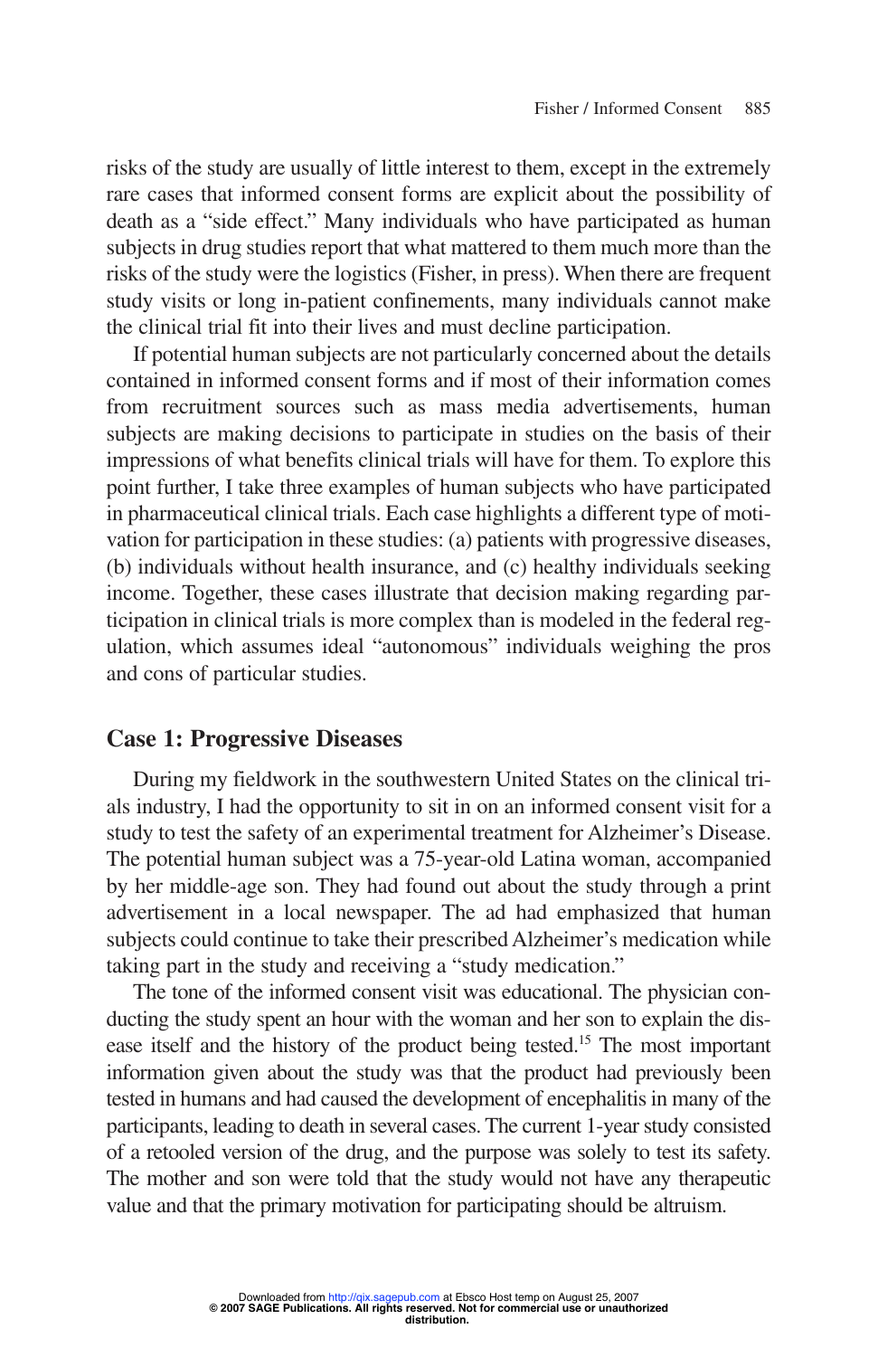risks of the study are usually of little interest to them, except in the extremely rare cases that informed consent forms are explicit about the possibility of death as a "side effect." Many individuals who have participated as human subjects in drug studies report that what mattered to them much more than the risks of the study were the logistics (Fisher, in press). When there are frequent study visits or long in-patient confinements, many individuals cannot make the clinical trial fit into their lives and must decline participation.

If potential human subjects are not particularly concerned about the details contained in informed consent forms and if most of their information comes from recruitment sources such as mass media advertisements, human subjects are making decisions to participate in studies on the basis of their impressions of what benefits clinical trials will have for them. To explore this point further, I take three examples of human subjects who have participated in pharmaceutical clinical trials. Each case highlights a different type of motivation for participation in these studies: (a) patients with progressive diseases, (b) individuals without health insurance, and (c) healthy individuals seeking income. Together, these cases illustrate that decision making regarding participation in clinical trials is more complex than is modeled in the federal regulation, which assumes ideal "autonomous" individuals weighing the pros and cons of particular studies.

## Case 1: Progressive Diseases

During my fieldwork in the southwestern United States on the clinical trials industry, I had the opportunity to sit in on an informed consent visit for a study to test the safety of an experimental treatment for Alzheimer's Disease. The potential human subject was a 75-year-old Latina woman, accompanied by her middle-age son. They had found out about the study through a print advertisement in a local newspaper. The ad had emphasized that human subjects could continue to take their prescribed Alzheimer's medication while taking part in the study and receiving a "study medication."

The tone of the informed consent visit was educational. The physician conducting the study spent an hour with the woman and her son to explain the disease itself and the history of the product being tested.[15] The most important information given about the study was that the product had previously been tested in humans and had caused the development of encephalitis in many of the participants, leading to death in several cases. The current 1-year study consisted of a retooled version of the drug, and the purpose was solely to test its safety. The mother and son were told that the study would not have any therapeutic value and that the primary motivation for participating should be altruism.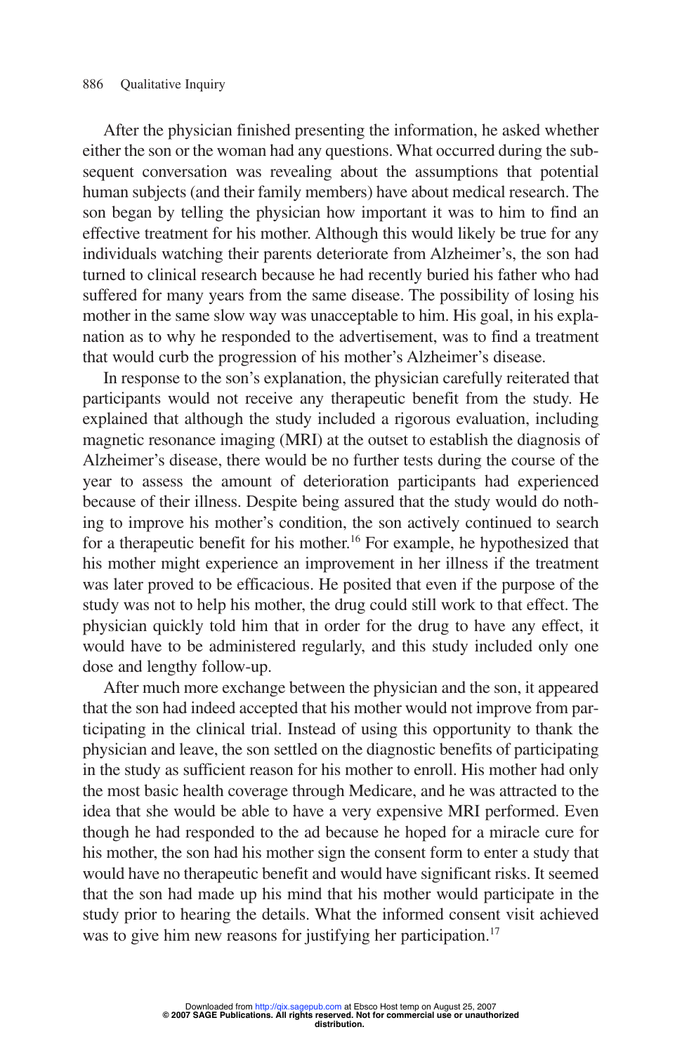After the physician finished presenting the information, he asked whether either the son or the woman had any questions. What occurred during the subsequent conversation was revealing about the assumptions that potential human subjects (and their family members) have about medical research. The son began by telling the physician how important it was to him to find an effective treatment for his mother. Although this would likely be true for any individuals watching their parents deteriorate from Alzheimer's, the son had turned to clinical research because he had recently buried his father who had suffered for many years from the same disease. The possibility of losing his mother in the same slow way was unacceptable to him. His goal, in his explanation as to why he responded to the advertisement, was to find a treatment that would curb the progression of his mother's Alzheimer's disease.

In response to the son's explanation, the physician carefully reiterated that participants would not receive any therapeutic benefit from the study. He explained that although the study included a rigorous evaluation, including magnetic resonance imaging (MRI) at the outset to establish the diagnosis of Alzheimer's disease, there would be no further tests during the course of the year to assess the amount of deterioration participants had experienced because of their illness. Despite being assured that the study would do nothing to improve his mother's condition, the son actively continued to search for a therapeutic benefit for his mother.[16] For example, he hypothesized that his mother might experience an improvement in her illness if the treatment was later proved to be efficacious. He posited that even if the purpose of the study was not to help his mother, the drug could still work to that effect. The physician quickly told him that in order for the drug to have any effect, it would have to be administered regularly, and this study included only one dose and lengthy follow-up.

After much more exchange between the physician and the son, it appeared that the son had indeed accepted that his mother would not improve from participating in the clinical trial. Instead of using this opportunity to thank the physician and leave, the son settled on the diagnostic benefits of participating in the study as sufficient reason for his mother to enroll. His mother had only the most basic health coverage through Medicare, and he was attracted to the idea that she would be able to have a very expensive MRI performed. Even though he had responded to the ad because he hoped for a miracle cure for his mother, the son had his mother sign the consent form to enter a study that would have no therapeutic benefit and would have significant risks. It seemed that the son had made up his mind that his mother would participate in the study prior to hearing the details. What the informed consent visit achieved was to give him new reasons for justifying her participation.[17]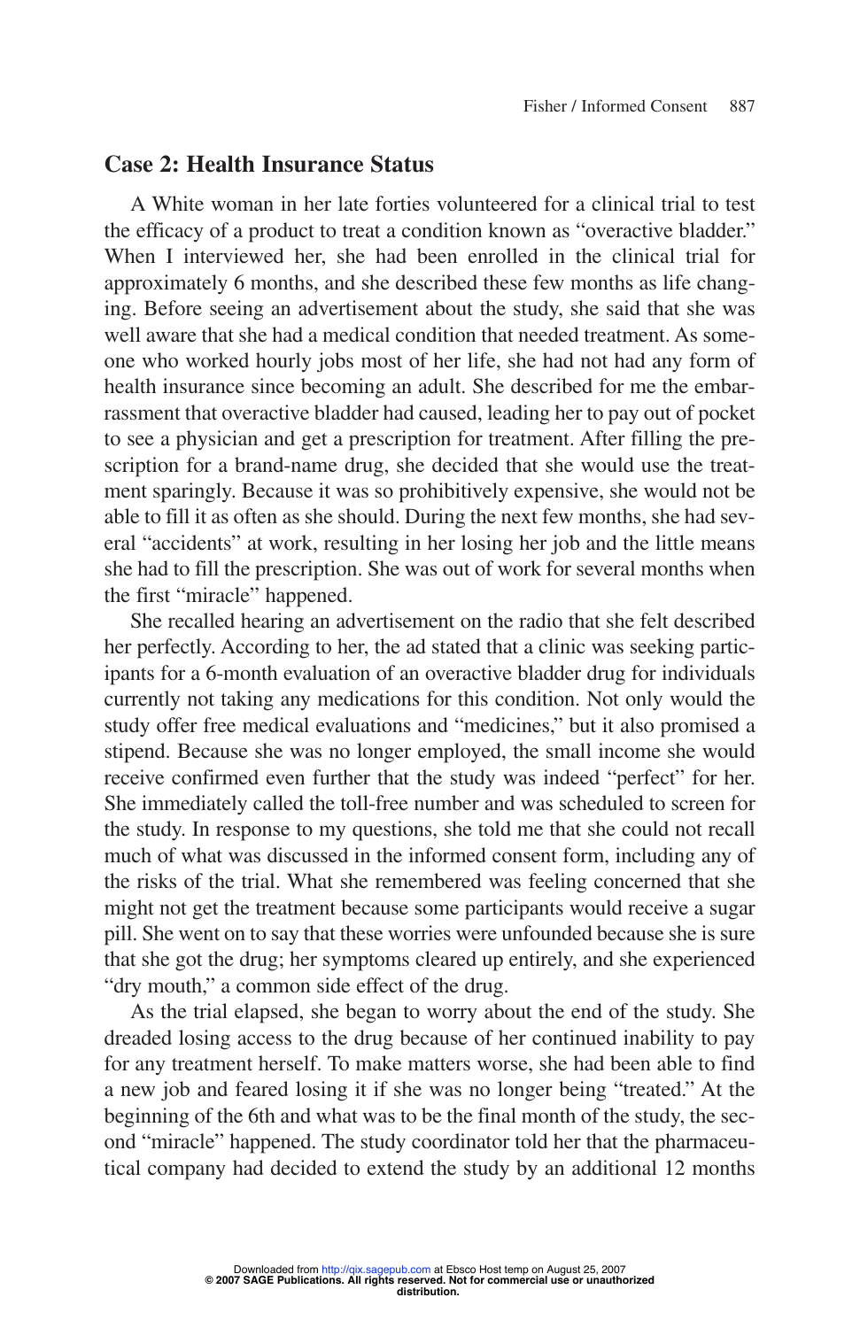## Case 2: Health Insurance Status

A White woman in her late forties volunteered for a clinical trial to test the efficacy of a product to treat a condition known as "overactive bladder." When I interviewed her, she had been enrolled in the clinical trial for approximately 6 months, and she described these few months as life changing. Before seeing an advertisement about the study, she said that she was well aware that she had a medical condition that needed treatment. As someone who worked hourly jobs most of her life, she had not had any form of health insurance since becoming an adult. She described for me the embarrassment that overactive bladder had caused, leading her to pay out of pocket to see a physician and get a prescription for treatment. After filling the prescription for a brand-name drug, she decided that she would use the treatment sparingly. Because it was so prohibitively expensive, she would not be able to fill it as often as she should. During the next few months, she had several "accidents" at work, resulting in her losing her job and the little means she had to fill the prescription. She was out of work for several months when the first "miracle" happened.

She recalled hearing an advertisement on the radio that she felt described her perfectly. According to her, the ad stated that a clinic was seeking participants for a 6-month evaluation of an overactive bladder drug for individuals currently not taking any medications for this condition. Not only would the study offer free medical evaluations and "medicines," but it also promised a stipend. Because she was no longer employed, the small income she would receive confirmed even further that the study was indeed "perfect" for her. She immediately called the toll-free number and was scheduled to screen for the study. In response to my questions, she told me that she could not recall much of what was discussed in the informed consent form, including any of the risks of the trial. What she remembered was feeling concerned that she might not get the treatment because some participants would receive a sugar pill. She went on to say that these worries were unfounded because she is sure that she got the drug; her symptoms cleared up entirely, and she experienced "dry mouth," a common side effect of the drug.

As the trial elapsed, she began to worry about the end of the study. She dreaded losing access to the drug because of her continued inability to pay for any treatment herself. To make matters worse, she had been able to find a new job and feared losing it if she was no longer being "treated." At the beginning of the 6th and what was to be the final month of the study, the second "miracle" happened. The study coordinator told her that the pharmaceutical company had decided to extend the study by an additional 12 months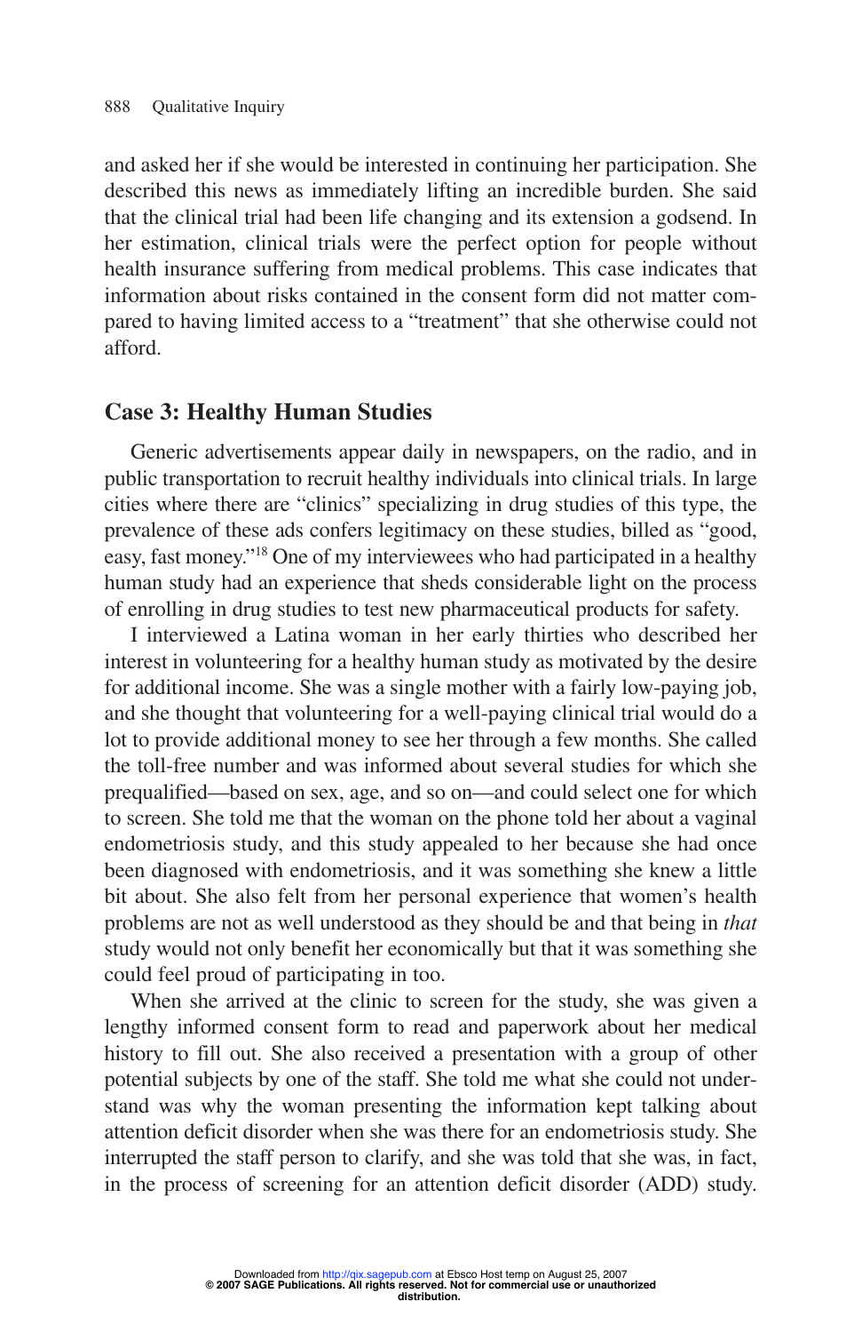and asked her if she would be interested in continuing her participation. She described this news as immediately lifting an incredible burden. She said that the clinical trial had been life changing and its extension a godsend. In her estimation, clinical trials were the perfect option for people without health insurance suffering from medical problems. This case indicates that information about risks contained in the consent form did not matter compared to having limited access to a "treatment" that she otherwise could not afford.

## Case 3: Healthy Human Studies

Generic advertisements appear daily in newspapers, on the radio, and in public transportation to recruit healthy individuals into clinical trials. In large cities where there are "clinics" specializing in drug studies of this type, the prevalence of these ads confers legitimacy on these studies, billed as "good, easy, fast money."[18] One of my interviewees who had participated in a healthy human study had an experience that sheds considerable light on the process of enrolling in drug studies to test new pharmaceutical products for safety.

I interviewed a Latina woman in her early thirties who described her interest in volunteering for a healthy human study as motivated by the desire for additional income. She was a single mother with a fairly low-paying job, and she thought that volunteering for a well-paying clinical trial would do a lot to provide additional money to see her through a few months. She called the toll-free number and was informed about several studies for which she prequalified—based on sex, age, and so on—and could select one for which to screen. She told me that the woman on the phone told her about a vaginal endometriosis study, and this study appealed to her because she had once been diagnosed with endometriosis, and it was something she knew a little bit about. She also felt from her personal experience that women's health problems are not as well understood as they should be and that being in *that* study would not only benefit her economically but that it was something she could feel proud of participating in too.

When she arrived at the clinic to screen for the study, she was given a lengthy informed consent form to read and paperwork about her medical history to fill out. She also received a presentation with a group of other potential subjects by one of the staff. She told me what she could not understand was why the woman presenting the information kept talking about attention deficit disorder when she was there for an endometriosis study. She interrupted the staff person to clarify, and she was told that she was, in fact, in the process of screening for an attention deficit disorder (ADD) study.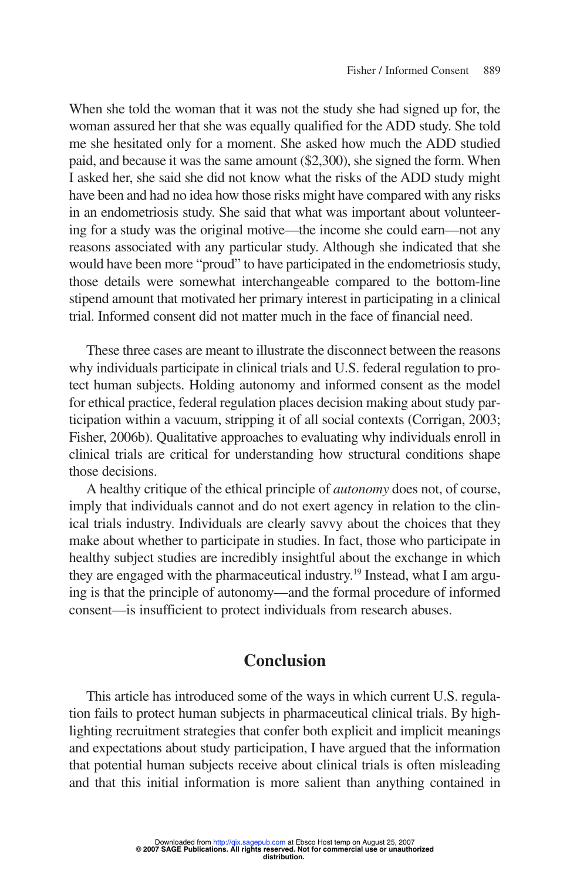When she told the woman that it was not the study she had signed up for, the woman assured her that she was equally qualified for the ADD study. She told me she hesitated only for a moment. She asked how much the ADD studied paid, and because it was the same amount ($2,300), she signed the form. When I asked her, she said she did not know what the risks of the ADD study might have been and had no idea how those risks might have compared with any risks in an endometriosis study. She said that what was important about volunteering for a study was the original motive—the income she could earn—not any reasons associated with any particular study. Although she indicated that she would have been more "proud" to have participated in the endometriosis study, those details were somewhat interchangeable compared to the bottom-line stipend amount that motivated her primary interest in participating in a clinical trial. Informed consent did not matter much in the face of financial need.

These three cases are meant to illustrate the disconnect between the reasons why individuals participate in clinical trials and U.S. federal regulation to protect human subjects. Holding autonomy and informed consent as the model for ethical practice, federal regulation places decision making about study participation within a vacuum, stripping it of all social contexts (Corrigan, 2003; Fisher, 2006b). Qualitative approaches to evaluating why individuals enroll in clinical trials are critical for understanding how structural conditions shape those decisions.

A healthy critique of the ethical principle of *autonomy* does not, of course, imply that individuals cannot and do not exert agency in relation to the clinical trials industry. Individuals are clearly savvy about the choices that they make about whether to participate in studies. In fact, those who participate in healthy subject studies are incredibly insightful about the exchange in which they are engaged with the pharmaceutical industry.[19] Instead, what I am arguing is that the principle of autonomy—and the formal procedure of informed consent—is insufficient to protect individuals from research abuses.

## Conclusion

This article has introduced some of the ways in which current U.S. regulation fails to protect human subjects in pharmaceutical clinical trials. By highlighting recruitment strategies that confer both explicit and implicit meanings and expectations about study participation, I have argued that the information that potential human subjects receive about clinical trials is often misleading and that this initial information is more salient than anything contained in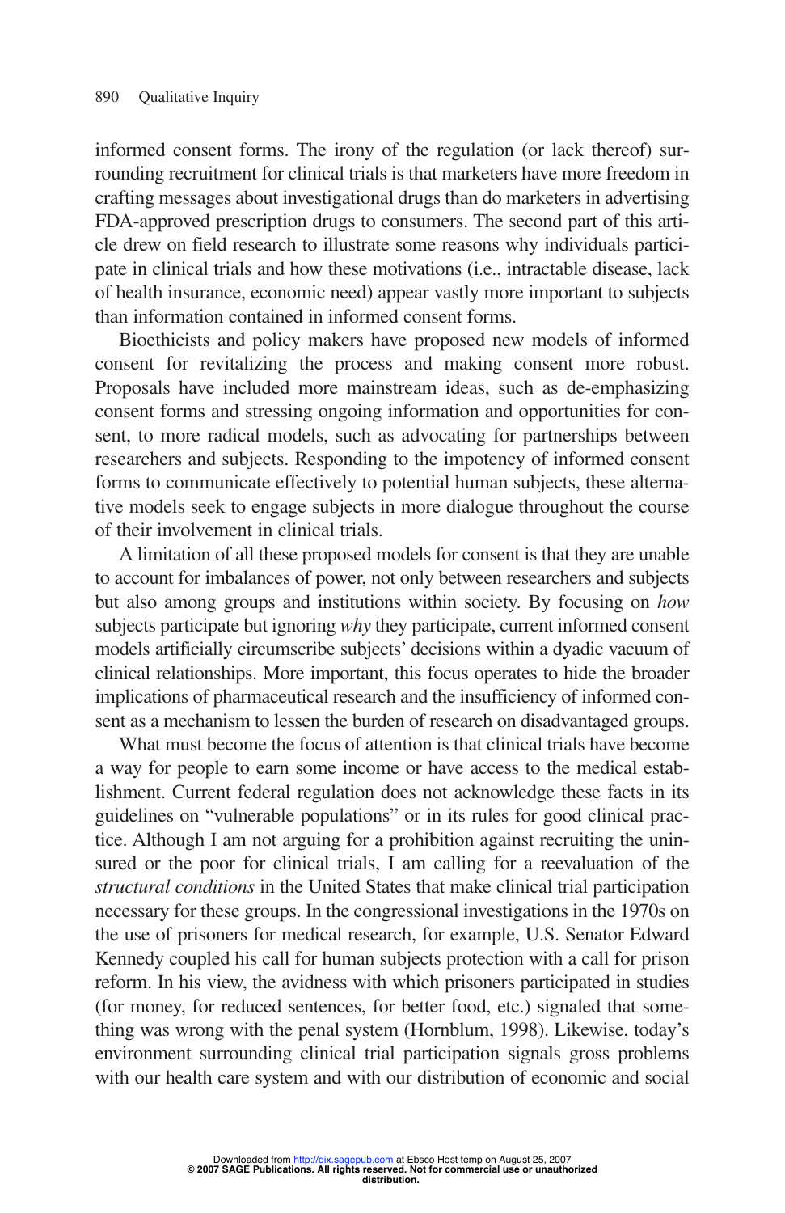informed consent forms. The irony of the regulation (or lack thereof) surrounding recruitment for clinical trials is that marketers have more freedom in crafting messages about investigational drugs than do marketers in advertising FDA-approved prescription drugs to consumers. The second part of this article drew on field research to illustrate some reasons why individuals participate in clinical trials and how these motivations (i.e., intractable disease, lack of health insurance, economic need) appear vastly more important to subjects than information contained in informed consent forms.

Bioethicists and policy makers have proposed new models of informed consent for revitalizing the process and making consent more robust. Proposals have included more mainstream ideas, such as de-emphasizing consent forms and stressing ongoing information and opportunities for consent, to more radical models, such as advocating for partnerships between researchers and subjects. Responding to the impotency of informed consent forms to communicate effectively to potential human subjects, these alternative models seek to engage subjects in more dialogue throughout the course of their involvement in clinical trials.

A limitation of all these proposed models for consent is that they are unable to account for imbalances of power, not only between researchers and subjects but also among groups and institutions within society. By focusing on *how* subjects participate but ignoring *why* they participate, current informed consent models artificially circumscribe subjects' decisions within a dyadic vacuum of clinical relationships. More important, this focus operates to hide the broader implications of pharmaceutical research and the insufficiency of informed consent as a mechanism to lessen the burden of research on disadvantaged groups.

What must become the focus of attention is that clinical trials have become a way for people to earn some income or have access to the medical establishment. Current federal regulation does not acknowledge these facts in its guidelines on "vulnerable populations" or in its rules for good clinical practice. Although I am not arguing for a prohibition against recruiting the uninsured or the poor for clinical trials, I am calling for a reevaluation of the *structural conditions* in the United States that make clinical trial participation necessary for these groups. In the congressional investigations in the 1970s on the use of prisoners for medical research, for example, U.S. Senator Edward Kennedy coupled his call for human subjects protection with a call for prison reform. In his view, the avidness with which prisoners participated in studies (for money, for reduced sentences, for better food, etc.) signaled that something was wrong with the penal system (Hornblum, 1998). Likewise, today's environment surrounding clinical trial participation signals gross problems with our health care system and with our distribution of economic and social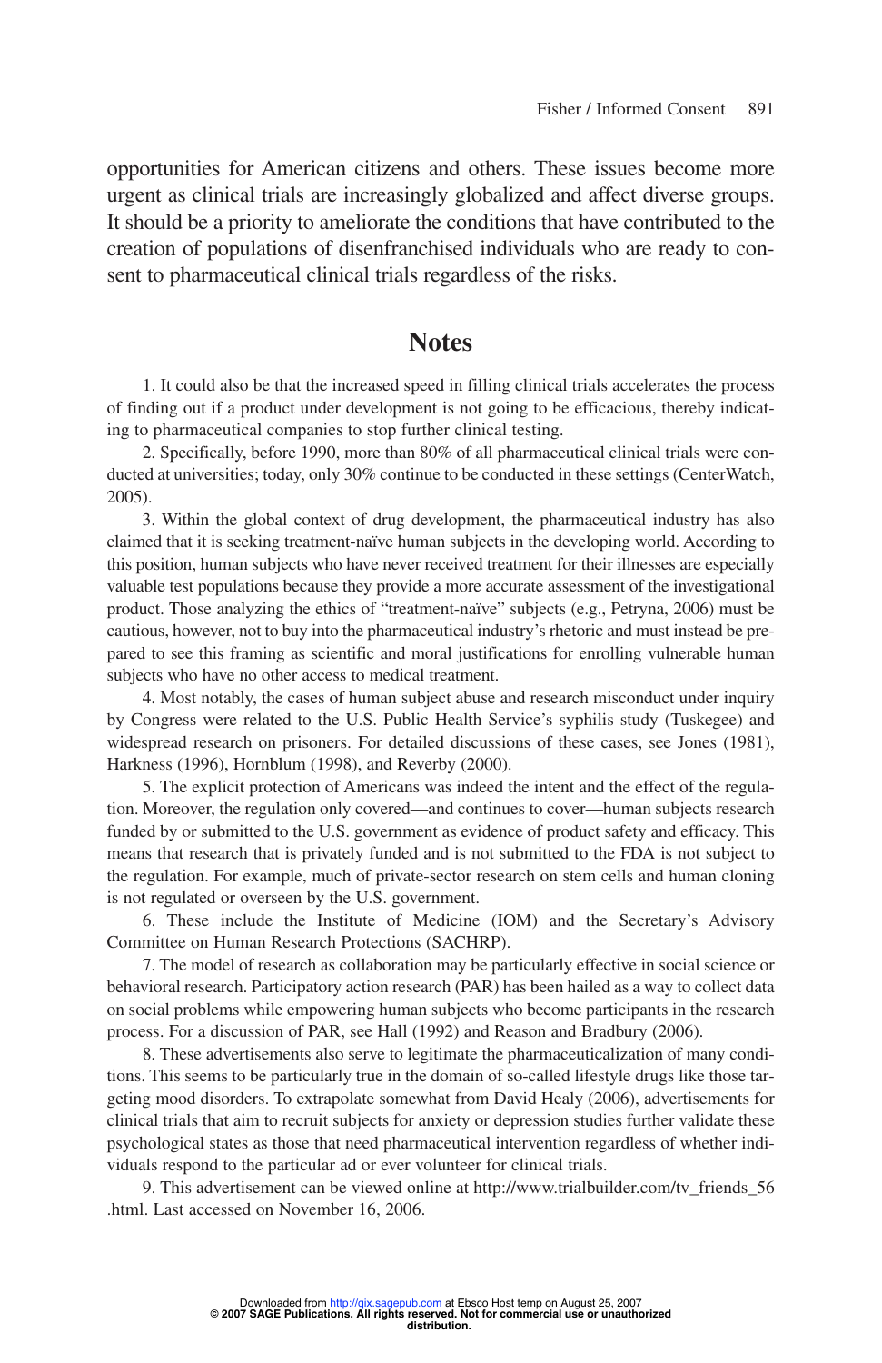opportunities for American citizens and others. These issues become more urgent as clinical trials are increasingly globalized and affect diverse groups. It should be a priority to ameliorate the conditions that have contributed to the creation of populations of disenfranchised individuals who are ready to consent to pharmaceutical clinical trials regardless of the risks.

## Notes

1. It could also be that the increased speed in filling clinical trials accelerates the process of finding out if a product under development is not going to be efficacious, thereby indicating to pharmaceutical companies to stop further clinical testing.

2. Specifically, before 1990, more than 80% of all pharmaceutical clinical trials were conducted at universities; today, only 30% continue to be conducted in these settings (CenterWatch, 2005).

3. Within the global context of drug development, the pharmaceutical industry has also claimed that it is seeking treatment-naïve human subjects in the developing world. According to this position, human subjects who have never received treatment for their illnesses are especially valuable test populations because they provide a more accurate assessment of the investigational product. Those analyzing the ethics of "treatment-naïve" subjects (e.g., Petryna, 2006) must be cautious, however, not to buy into the pharmaceutical industry's rhetoric and must instead be prepared to see this framing as scientific and moral justifications for enrolling vulnerable human subjects who have no other access to medical treatment.

4. Most notably, the cases of human subject abuse and research misconduct under inquiry by Congress were related to the U.S. Public Health Service's syphilis study (Tuskegee) and widespread research on prisoners. For detailed discussions of these cases, see Jones (1981), Harkness (1996), Hornblum (1998), and Reverby (2000).

5. The explicit protection of Americans was indeed the intent and the effect of the regulation. Moreover, the regulation only covered—and continues to cover—human subjects research funded by or submitted to the U.S. government as evidence of product safety and efficacy. This means that research that is privately funded and is not submitted to the FDA is not subject to the regulation. For example, much of private-sector research on stem cells and human cloning is not regulated or overseen by the U.S. government.

6. These include the Institute of Medicine (IOM) and the Secretary's Advisory Committee on Human Research Protections (SACHRP).

7. The model of research as collaboration may be particularly effective in social science or behavioral research. Participatory action research (PAR) has been hailed as a way to collect data on social problems while empowering human subjects who become participants in the research process. For a discussion of PAR, see Hall (1992) and Reason and Bradbury (2006).

8. These advertisements also serve to legitimate the pharmaceuticalization of many conditions. This seems to be particularly true in the domain of so-called lifestyle drugs like those targeting mood disorders. To extrapolate somewhat from David Healy (2006), advertisements for clinical trials that aim to recruit subjects for anxiety or depression studies further validate these psychological states as those that need pharmaceutical intervention regardless of whether individuals respond to the particular ad or ever volunteer for clinical trials.

9. This advertisement can be viewed online at http://www.trialbuilder.com/tv_friends_56.html. Last accessed on November 16, 2006.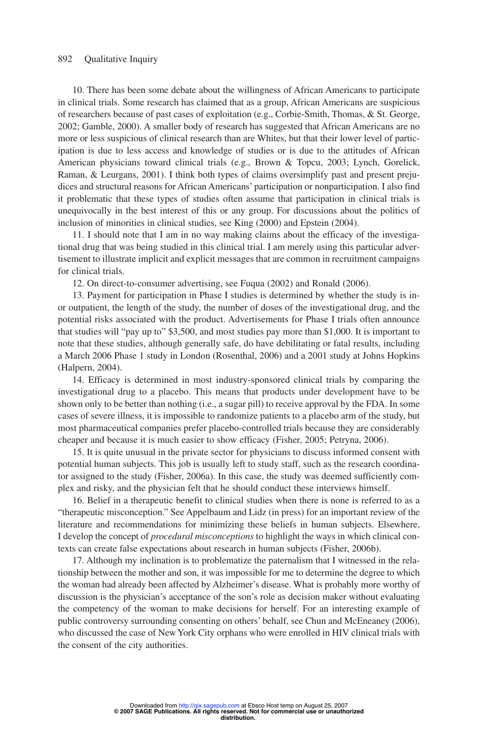10. There has been some debate about the willingness of African Americans to participate in clinical trials. Some research has claimed that as a group, African Americans are suspicious of researchers because of past cases of exploitation (e.g., Corbie-Smith, Thomas, & St. George, 2002; Gamble, 2000). A smaller body of research has suggested that African Americans are no more or less suspicious of clinical research than are Whites, but that their lower level of participation is due to less access and knowledge of studies or is due to the attitudes of African American physicians toward clinical trials (e.g., Brown & Topcu, 2003; Lynch, Gorelick, Raman, & Leurgans, 2001). I think both types of claims oversimplify past and present prejudices and structural reasons for African Americans' participation or nonparticipation. I also find it problematic that these types of studies often assume that participation in clinical trials is unequivocally in the best interest of this or any group. For discussions about the politics of inclusion of minorities in clinical studies, see King (2000) and Epstein (2004).

11. I should note that I am in no way making claims about the efficacy of the investigational drug that was being studied in this clinical trial. I am merely using this particular advertisement to illustrate implicit and explicit messages that are common in recruitment campaigns for clinical trials.

12. On direct-to-consumer advertising, see Fuqua (2002) and Ronald (2006).

13. Payment for participation in Phase I studies is determined by whether the study is in- or outpatient, the length of the study, the number of doses of the investigational drug, and the potential risks associated with the product. Advertisements for Phase I trials often announce that studies will "pay up to" $3,500, and most studies pay more than $1,000. It is important to note that these studies, although generally safe, do have debilitating or fatal results, including a March 2006 Phase 1 study in London (Rosenthal, 2006) and a 2001 study at Johns Hopkins (Halpern, 2004).

14. Efficacy is determined in most industry-sponsored clinical trials by comparing the investigational drug to a placebo. This means that products under development have to be shown only to be better than nothing (i.e., a sugar pill) to receive approval by the FDA. In some cases of severe illness, it is impossible to randomize patients to a placebo arm of the study, but most pharmaceutical companies prefer placebo-controlled trials because they are considerably cheaper and because it is much easier to show efficacy (Fisher, 2005; Petryna, 2006).

15. It is quite unusual in the private sector for physicians to discuss informed consent with potential human subjects. This job is usually left to study staff, such as the research coordinator assigned to the study (Fisher, 2006a). In this case, the study was deemed sufficiently complex and risky, and the physician felt that he should conduct these interviews himself.

16. Belief in a therapeutic benefit to clinical studies when there is none is referred to as a "therapeutic misconception." See Appelbaum and Lidz (in press) for an important review of the literature and recommendations for minimizing these beliefs in human subjects. Elsewhere, I develop the concept of *procedural misconceptions* to highlight the ways in which clinical contexts can create false expectations about research in human subjects (Fisher, 2006b).

17. Although my inclination is to problematize the paternalism that I witnessed in the relationship between the mother and son, it was impossible for me to determine the degree to which the woman had already been affected by Alzheimer's disease. What is probably more worthy of discussion is the physician's acceptance of the son's role as decision maker without evaluating the competency of the woman to make decisions for herself. For an interesting example of public controversy surrounding consenting on others' behalf, see Chun and McEneaney (2006), who discussed the case of New York City orphans who were enrolled in HIV clinical trials with the consent of the city authorities.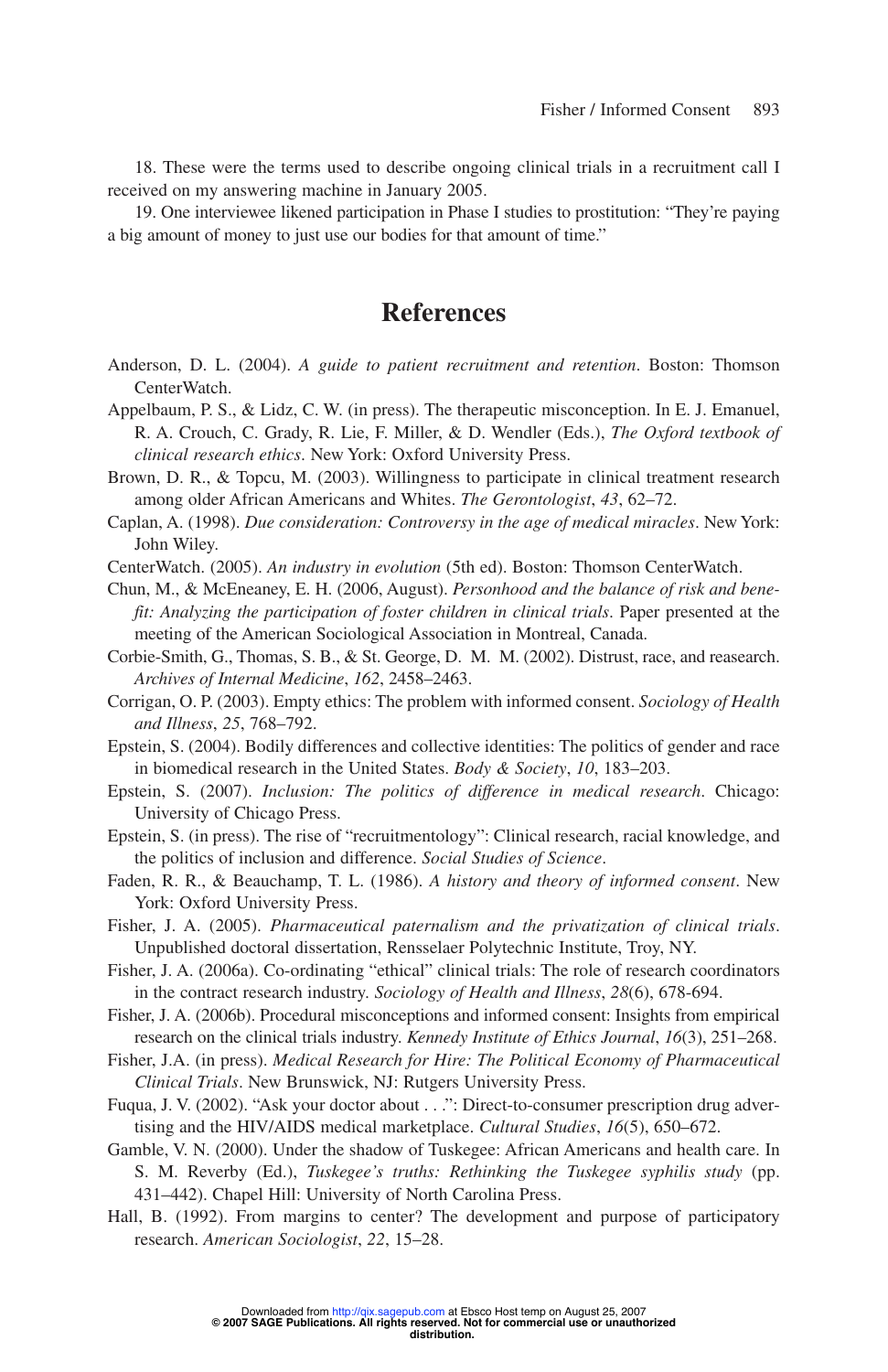18. These were the terms used to describe ongoing clinical trials in a recruitment call I received on my answering machine in January 2005.

19. One interviewee likened participation in Phase I studies to prostitution: "They're paying a big amount of money to just use our bodies for that amount of time."

# References

Anderson, D. L. (2004). *A guide to patient recruitment and retention*. Boston: Thomson CenterWatch.

Appelbaum, P. S., & Lidz, C. W. (in press). The therapeutic misconception. In E. J. Emanuel, R. A. Crouch, C. Grady, R. Lie, F. Miller, & D. Wendler (Eds.), *The Oxford textbook of clinical research ethics*. New York: Oxford University Press.

Brown, D. R., & Topcu, M. (2003). Willingness to participate in clinical treatment research among older African Americans and Whites. *The Gerontologist*, *43*, 62–72.

Caplan, A. (1998). *Due consideration: Controversy in the age of medical miracles*. New York: John Wiley.

CenterWatch. (2005). *An industry in evolution* (5th ed). Boston: Thomson CenterWatch.

Chun, M., & McEneaney, E. H. (2006, August). *Personhood and the balance of risk and benefit: Analyzing the participation of foster children in clinical trials*. Paper presented at the meeting of the American Sociological Association in Montreal, Canada.

Corbie-Smith, G., Thomas, S. B., & St. George, D. M. M. (2002). Distrust, race, and reasearch. *Archives of Internal Medicine*, *162*, 2458–2463.

Corrigan, O. P. (2003). Empty ethics: The problem with informed consent. *Sociology of Health and Illness*, *25*, 768–792.

Epstein, S. (2004). Bodily differences and collective identities: The politics of gender and race in biomedical research in the United States. *Body & Society*, *10*, 183–203.

Epstein, S. (2007). *Inclusion: The politics of difference in medical research*. Chicago: University of Chicago Press.

Epstein, S. (in press). The rise of "recruitmentology": Clinical research, racial knowledge, and the politics of inclusion and difference. *Social Studies of Science*.

Faden, R. R., & Beauchamp, T. L. (1986). *A history and theory of informed consent*. New York: Oxford University Press.

Fisher, J. A. (2005). *Pharmaceutical paternalism and the privatization of clinical trials*. Unpublished doctoral dissertation, Rensselaer Polytechnic Institute, Troy, NY.

Fisher, J. A. (2006a). Co-ordinating "ethical" clinical trials: The role of research coordinators in the contract research industry. *Sociology of Health and Illness*, *28*(6), 678-694.

Fisher, J. A. (2006b). Procedural misconceptions and informed consent: Insights from empirical research on the clinical trials industry. *Kennedy Institute of Ethics Journal*, *16*(3), 251–268.

Fisher, J.A. (in press). *Medical Research for Hire: The Political Economy of Pharmaceutical Clinical Trials*. New Brunswick, NJ: Rutgers University Press.

Fuqua, J. V. (2002). "Ask your doctor about . . .": Direct-to-consumer prescription drug advertising and the HIV/AIDS medical marketplace. *Cultural Studies*, *16*(5), 650–672.

Gamble, V. N. (2000). Under the shadow of Tuskegee: African Americans and health care. In S. M. Reverby (Ed.), *Tuskegee's truths: Rethinking the Tuskegee syphilis study* (pp. 431–442). Chapel Hill: University of North Carolina Press.

Hall, B. (1992). From margins to center? The development and purpose of participatory research. *American Sociologist*, *22*, 15–28.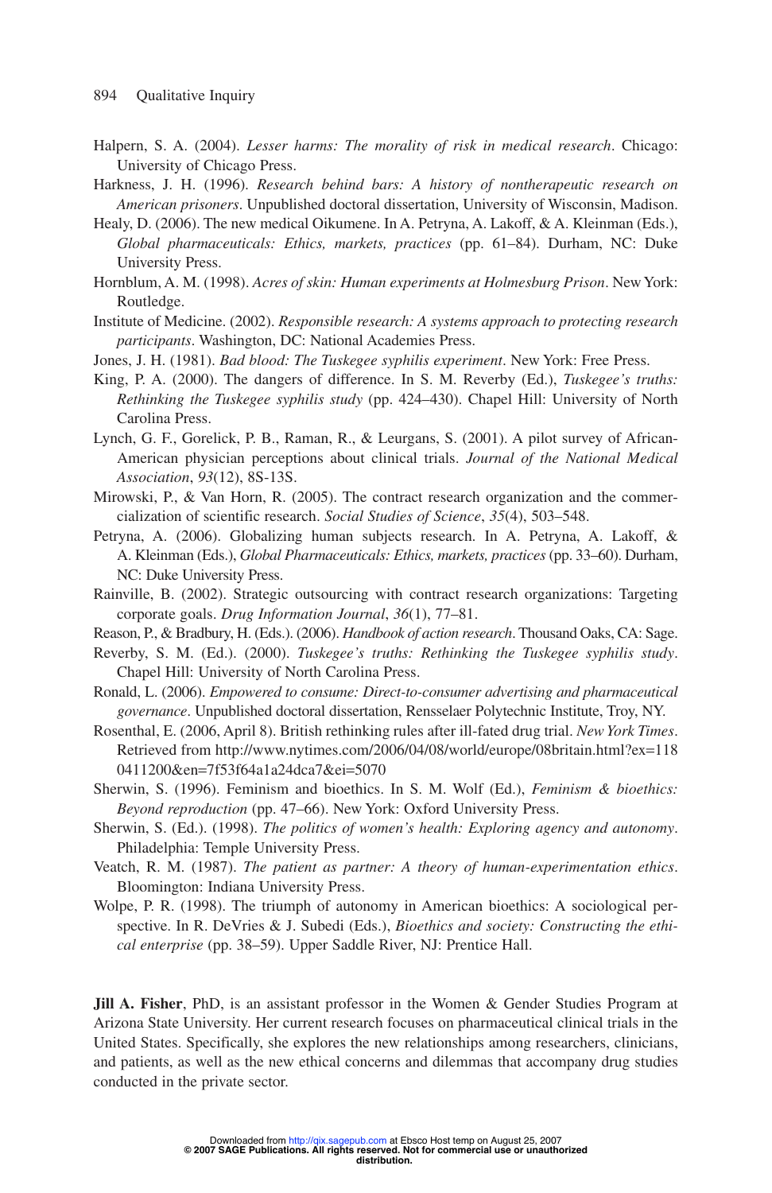Halpern, S. A. (2004). *Lesser harms: The morality of risk in medical research*. Chicago: University of Chicago Press.

Harkness, J. H. (1996). *Research behind bars: A history of nontherapeutic research on American prisoners*. Unpublished doctoral dissertation, University of Wisconsin, Madison.

Healy, D. (2006). The new medical Oikumene. In A. Petryna, A. Lakoff, & A. Kleinman (Eds.), *Global pharmaceuticals: Ethics, markets, practices* (pp. 61–84). Durham, NC: Duke University Press.

Hornblum, A. M. (1998). *Acres of skin: Human experiments at Holmesburg Prison*. New York: Routledge.

Institute of Medicine. (2002). *Responsible research: A systems approach to protecting research participants*. Washington, DC: National Academies Press.

Jones, J. H. (1981). *Bad blood: The Tuskegee syphilis experiment*. New York: Free Press.

King, P. A. (2000). The dangers of difference. In S. M. Reverby (Ed.), *Tuskegee's truths: Rethinking the Tuskegee syphilis study* (pp. 424–430). Chapel Hill: University of North Carolina Press.

Lynch, G. F., Gorelick, P. B., Raman, R., & Leurgans, S. (2001). A pilot survey of African-American physician perceptions about clinical trials. *Journal of the National Medical Association*, *93*(12), 8S-13S.

Mirowski, P., & Van Horn, R. (2005). The contract research organization and the commercialization of scientific research. *Social Studies of Science*, *35*(4), 503–548.

Petryna, A. (2006). Globalizing human subjects research. In A. Petryna, A. Lakoff, & A. Kleinman (Eds.), *Global Pharmaceuticals: Ethics, markets, practices* (pp. 33–60). Durham, NC: Duke University Press.

Rainville, B. (2002). Strategic outsourcing with contract research organizations: Targeting corporate goals. *Drug Information Journal*, *36*(1), 77–81.

Reason, P., & Bradbury, H. (Eds.). (2006). *Handbook of action research*. Thousand Oaks, CA: Sage.

Reverby, S. M. (Ed.). (2000). *Tuskegee's truths: Rethinking the Tuskegee syphilis study*. Chapel Hill: University of North Carolina Press.

Ronald, L. (2006). *Empowered to consume: Direct-to-consumer advertising and pharmaceutical governance*. Unpublished doctoral dissertation, Rensselaer Polytechnic Institute, Troy, NY.

Rosenthal, E. (2006, April 8). British rethinking rules after ill-fated drug trial. *New York Times*. Retrieved from http://www.nytimes.com/2006/04/08/world/europe/08britain.html?ex=1180411200&en=7f53f64a1a24dca7&ei=5070

Sherwin, S. (1996). Feminism and bioethics. In S. M. Wolf (Ed.), *Feminism & bioethics: Beyond reproduction* (pp. 47–66). New York: Oxford University Press.

Sherwin, S. (Ed.). (1998). *The politics of women's health: Exploring agency and autonomy*. Philadelphia: Temple University Press.

Veatch, R. M. (1987). *The patient as partner: A theory of human-experimentation ethics*. Bloomington: Indiana University Press.

Wolpe, P. R. (1998). The triumph of autonomy in American bioethics: A sociological perspective. In R. DeVries & J. Subedi (Eds.), *Bioethics and society: Constructing the ethical enterprise* (pp. 38–59). Upper Saddle River, NJ: Prentice Hall.

**Jill A. Fisher**, PhD, is an assistant professor in the Women & Gender Studies Program at Arizona State University. Her current research focuses on pharmaceutical clinical trials in the United States. Specifically, she explores the new relationships among researchers, clinicians, and patients, as well as the new ethical concerns and dilemmas that accompany drug studies conducted in the private sector.